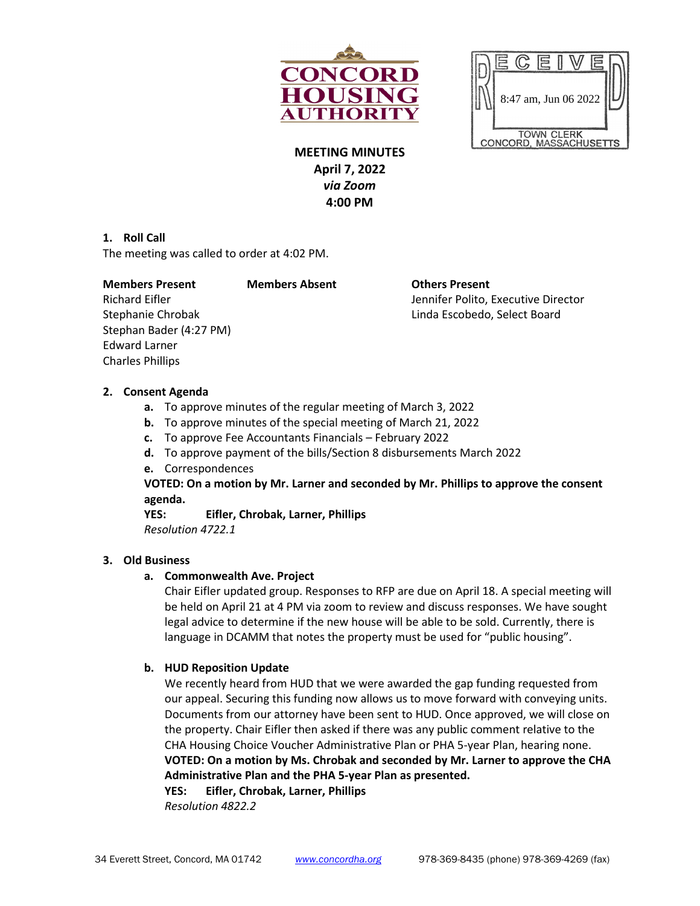CONCORD HOUSING AUTHORITY

RECEIVED
8:47 am, Jun 06 2022
TOWN CLERK
CONCORD, MASSACHUSETTS

**MEETING MINUTES**
**April 7, 2022**
***via Zoom***
**4:00 PM**

## 1. Roll Call

The meeting was called to order at 4:02 PM.

| Members Present | Members Absent | Others Present |
|---|---|---|
| Richard Eifler | | Jennifer Polito, Executive Director |
| Stephanie Chrobak | | Linda Escobedo, Select Board |
| Stephan Bader (4:27 PM) | | |
| Edward Larner | | |
| Charles Phillips | | |

## 2. Consent Agenda

- **a.** To approve minutes of the regular meeting of March 3, 2022
- **b.** To approve minutes of the special meeting of March 21, 2022
- **c.** To approve Fee Accountants Financials – February 2022
- **d.** To approve payment of the bills/Section 8 disbursements March 2022
- **e.** Correspondences

**VOTED: On a motion by Mr. Larner and seconded by Mr. Phillips to approve the consent agenda.**
**YES: Eifler, Chrobak, Larner, Phillips**
*Resolution 4722.1*

## 3. Old Business

### a. Commonwealth Ave. Project

Chair Eifler updated group. Responses to RFP are due on April 18. A special meeting will be held on April 21 at 4 PM via zoom to review and discuss responses. We have sought legal advice to determine if the new house will be able to be sold. Currently, there is language in DCAMM that notes the property must be used for "public housing".

### b. HUD Reposition Update

We recently heard from HUD that we were awarded the gap funding requested from our appeal. Securing this funding now allows us to move forward with conveying units. Documents from our attorney have been sent to HUD. Once approved, we will close on the property. Chair Eifler then asked if there was any public comment relative to the CHA Housing Choice Voucher Administrative Plan or PHA 5-year Plan, hearing none.

**VOTED: On a motion by Ms. Chrobak and seconded by Mr. Larner to approve the CHA Administrative Plan and the PHA 5-year Plan as presented.**
**YES: Eifler, Chrobak, Larner, Phillips**
*Resolution 4822.2*

34 Everett Street, Concord, MA 01742 www.concordha.org 978-369-8435 (phone) 978-369-4269 (fax)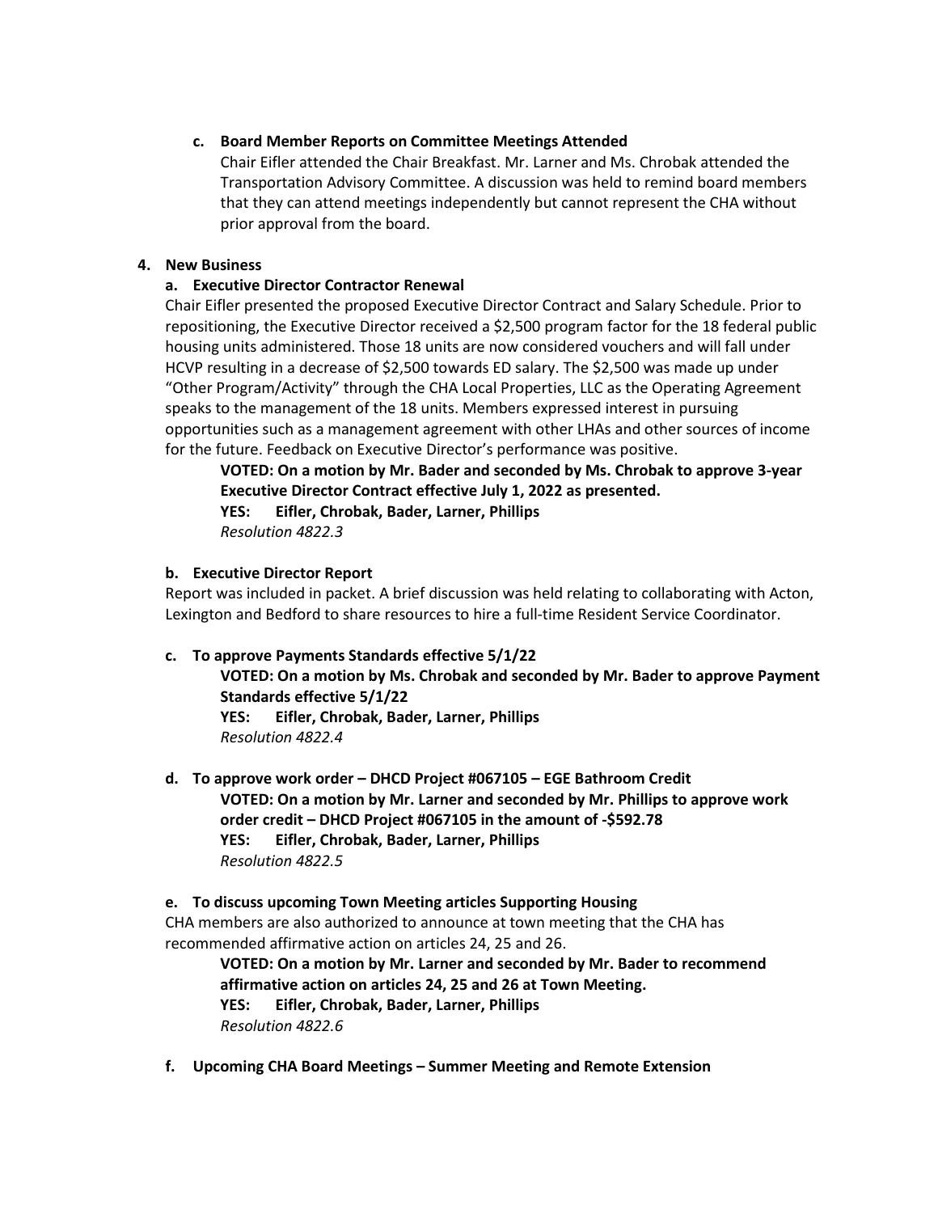**c. Board Member Reports on Committee Meetings Attended**

Chair Eifler attended the Chair Breakfast. Mr. Larner and Ms. Chrobak attended the Transportation Advisory Committee. A discussion was held to remind board members that they can attend meetings independently but cannot represent the CHA without prior approval from the board.

**4. New Business**

**a. Executive Director Contractor Renewal**

Chair Eifler presented the proposed Executive Director Contract and Salary Schedule. Prior to repositioning, the Executive Director received a $2,500 program factor for the 18 federal public housing units administered. Those 18 units are now considered vouchers and will fall under HCVP resulting in a decrease of $2,500 towards ED salary. The $2,500 was made up under "Other Program/Activity" through the CHA Local Properties, LLC as the Operating Agreement speaks to the management of the 18 units. Members expressed interest in pursuing opportunities such as a management agreement with other LHAs and other sources of income for the future. Feedback on Executive Director's performance was positive.

**VOTED: On a motion by Mr. Bader and seconded by Ms. Chrobak to approve 3-year Executive Director Contract effective July 1, 2022 as presented.**
**YES: Eifler, Chrobak, Bader, Larner, Phillips**
*Resolution 4822.3*

**b. Executive Director Report**

Report was included in packet. A brief discussion was held relating to collaborating with Acton, Lexington and Bedford to share resources to hire a full-time Resident Service Coordinator.

**c. To approve Payments Standards effective 5/1/22**

**VOTED: On a motion by Ms. Chrobak and seconded by Mr. Bader to approve Payment Standards effective 5/1/22**
**YES: Eifler, Chrobak, Bader, Larner, Phillips**
*Resolution 4822.4*

**d. To approve work order – DHCD Project #067105 – EGE Bathroom Credit**

**VOTED: On a motion by Mr. Larner and seconded by Mr. Phillips to approve work order credit – DHCD Project #067105 in the amount of -$592.78**
**YES: Eifler, Chrobak, Bader, Larner, Phillips**
*Resolution 4822.5*

**e. To discuss upcoming Town Meeting articles Supporting Housing**

CHA members are also authorized to announce at town meeting that the CHA has recommended affirmative action on articles 24, 25 and 26.

**VOTED: On a motion by Mr. Larner and seconded by Mr. Bader to recommend affirmative action on articles 24, 25 and 26 at Town Meeting.**
**YES: Eifler, Chrobak, Bader, Larner, Phillips**
*Resolution 4822.6*

**f. Upcoming CHA Board Meetings – Summer Meeting and Remote Extension**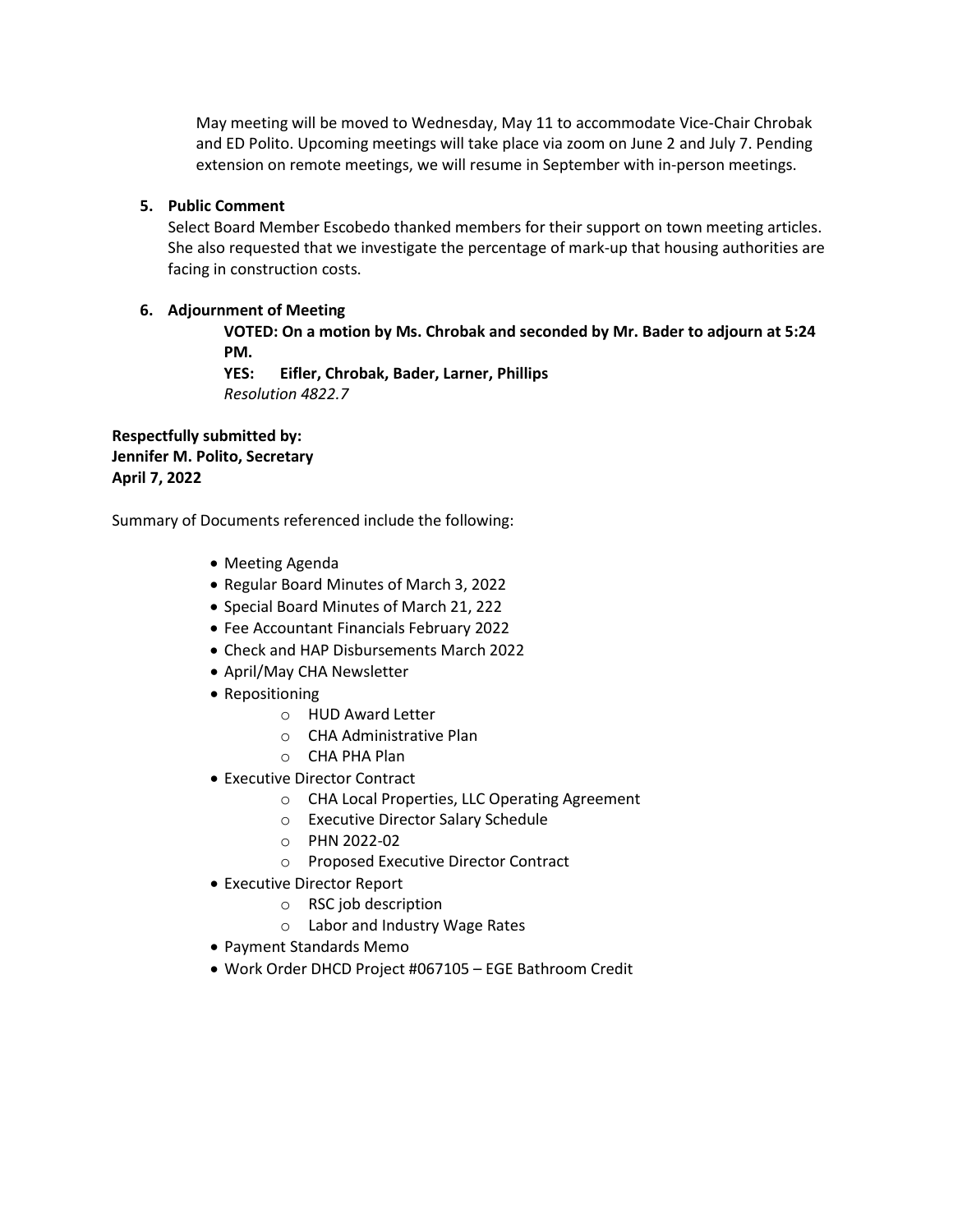May meeting will be moved to Wednesday, May 11 to accommodate Vice-Chair Chrobak and ED Polito. Upcoming meetings will take place via zoom on June 2 and July 7. Pending extension on remote meetings, we will resume in September with in-person meetings.

**5. Public Comment**

Select Board Member Escobedo thanked members for their support on town meeting articles. She also requested that we investigate the percentage of mark-up that housing authorities are facing in construction costs.

**6. Adjournment of Meeting**

**VOTED: On a motion by Ms. Chrobak and seconded by Mr. Bader to adjourn at 5:24 PM.**
**YES: Eifler, Chrobak, Bader, Larner, Phillips**
*Resolution 4822.7*

**Respectfully submitted by:**
**Jennifer M. Polito, Secretary**
**April 7, 2022**

Summary of Documents referenced include the following:

- Meeting Agenda
- Regular Board Minutes of March 3, 2022
- Special Board Minutes of March 21, 222
- Fee Accountant Financials February 2022
- Check and HAP Disbursements March 2022
- April/May CHA Newsletter
- Repositioning
  - HUD Award Letter
  - CHA Administrative Plan
  - CHA PHA Plan
- Executive Director Contract
  - CHA Local Properties, LLC Operating Agreement
  - Executive Director Salary Schedule
  - PHN 2022-02
  - Proposed Executive Director Contract
- Executive Director Report
  - RSC job description
  - Labor and Industry Wage Rates
- Payment Standards Memo
- Work Order DHCD Project #067105 – EGE Bathroom Credit